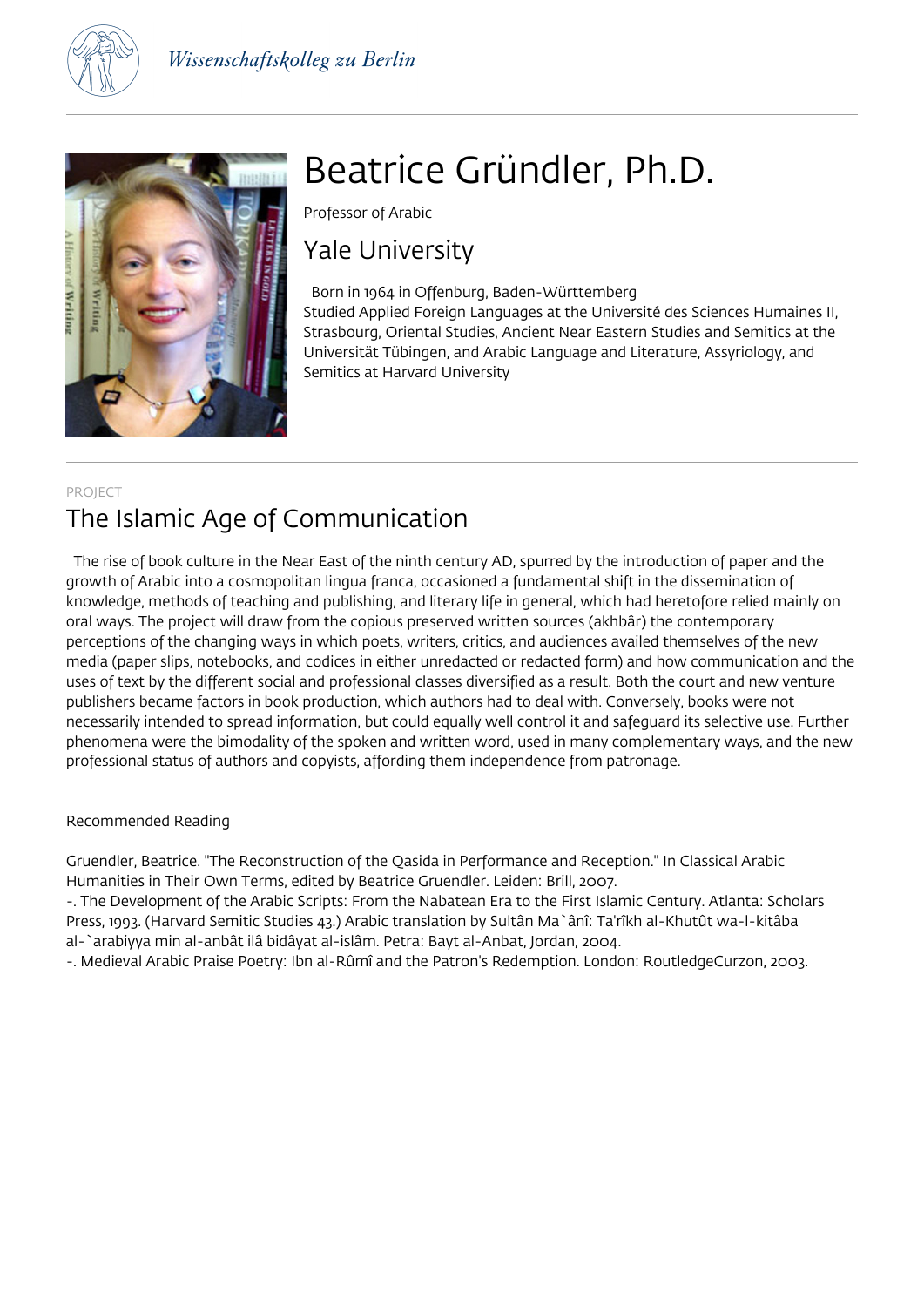# Beatrice Gründler, Ph.D.

Professor of Arabic

## Yale University

Born in 1964 in Offenburg, Baden-Württemberg
Studied Applied Foreign Languages at the Université des Sciences Humaines II, Strasbourg, Oriental Studies, Ancient Near Eastern Studies and Semitics at the Universität Tübingen, and Arabic Language and Literature, Assyriology, and Semitics at Harvard University

PROJECT

## The Islamic Age of Communication

The rise of book culture in the Near East of the ninth century AD, spurred by the introduction of paper and the growth of Arabic into a cosmopolitan lingua franca, occasioned a fundamental shift in the dissemination of knowledge, methods of teaching and publishing, and literary life in general, which had heretofore relied mainly on oral ways. The project will draw from the copious preserved written sources (akhbâr) the contemporary perceptions of the changing ways in which poets, writers, critics, and audiences availed themselves of the new media (paper slips, notebooks, and codices in either unredacted or redacted form) and how communication and the uses of text by the different social and professional classes diversified as a result. Both the court and new venture publishers became factors in book production, which authors had to deal with. Conversely, books were not necessarily intended to spread information, but could equally well control it and safeguard its selective use. Further phenomena were the bimodality of the spoken and written word, used in many complementary ways, and the new professional status of authors and copyists, affording them independence from patronage.

Recommended Reading

Gruendler, Beatrice. "The Reconstruction of the Qasida in Performance and Reception." In Classical Arabic Humanities in Their Own Terms, edited by Beatrice Gruendler. Leiden: Brill, 2007.
-. The Development of the Arabic Scripts: From the Nabatean Era to the First Islamic Century. Atlanta: Scholars Press, 1993. (Harvard Semitic Studies 43.) Arabic translation by Sultân Ma`ânî: Ta'rîkh al-Khutût wa-l-kitâba al-`arabiyya min al-anbât ilâ bidâyat al-islâm. Petra: Bayt al-Anbat, Jordan, 2004.
-. Medieval Arabic Praise Poetry: Ibn al-Rûmî and the Patron's Redemption. London: RoutledgeCurzon, 2003.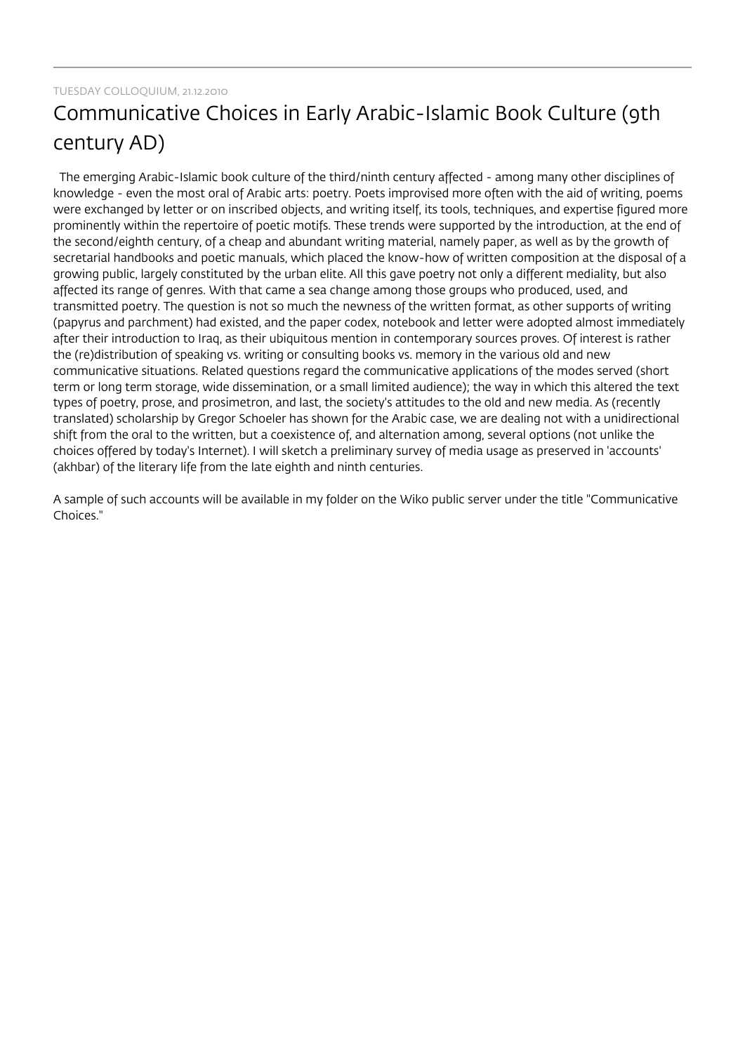TUESDAY COLLOQUIUM, 21.12.2010

# Communicative Choices in Early Arabic-Islamic Book Culture (9th century AD)

The emerging Arabic-Islamic book culture of the third/ninth century affected - among many other disciplines of knowledge - even the most oral of Arabic arts: poetry. Poets improvised more often with the aid of writing, poems were exchanged by letter or on inscribed objects, and writing itself, its tools, techniques, and expertise figured more prominently within the repertoire of poetic motifs. These trends were supported by the introduction, at the end of the second/eighth century, of a cheap and abundant writing material, namely paper, as well as by the growth of secretarial handbooks and poetic manuals, which placed the know-how of written composition at the disposal of a growing public, largely constituted by the urban elite. All this gave poetry not only a different mediality, but also affected its range of genres. With that came a sea change among those groups who produced, used, and transmitted poetry. The question is not so much the newness of the written format, as other supports of writing (papyrus and parchment) had existed, and the paper codex, notebook and letter were adopted almost immediately after their introduction to Iraq, as their ubiquitous mention in contemporary sources proves. Of interest is rather the (re)distribution of speaking vs. writing or consulting books vs. memory in the various old and new communicative situations. Related questions regard the communicative applications of the modes served (short term or long term storage, wide dissemination, or a small limited audience); the way in which this altered the text types of poetry, prose, and prosimetron, and last, the society's attitudes to the old and new media. As (recently translated) scholarship by Gregor Schoeler has shown for the Arabic case, we are dealing not with a unidirectional shift from the oral to the written, but a coexistence of, and alternation among, several options (not unlike the choices offered by today's Internet). I will sketch a preliminary survey of media usage as preserved in 'accounts' (akhbar) of the literary life from the late eighth and ninth centuries.

A sample of such accounts will be available in my folder on the Wiko public server under the title "Communicative Choices."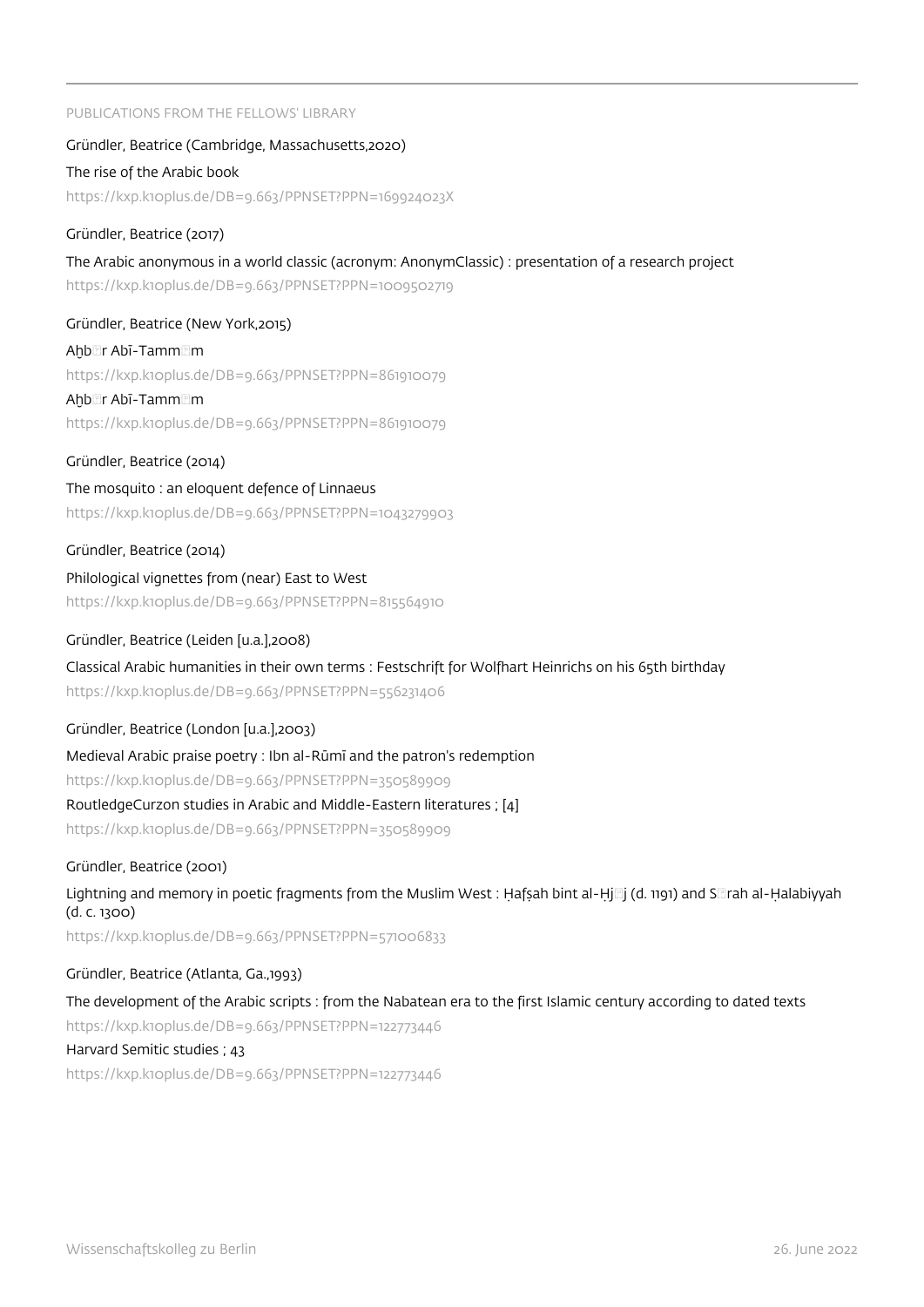PUBLICATIONS FROM THE FELLOWS' LIBRARY

Gründler, Beatrice (Cambridge, Massachusetts,2020)

The rise of the Arabic book

https://kxp.k10plus.de/DB=9.663/PPNSET?PPN=169924023X

Gründler, Beatrice (2017)

The Arabic anonymous in a world classic (acronym: AnonymClassic) : presentation of a research project

https://kxp.k10plus.de/DB=9.663/PPNSET?PPN=1009502719

Gründler, Beatrice (New York,2015)

Aḫb�r Abī-Tamm�m

https://kxp.k10plus.de/DB=9.663/PPNSET?PPN=861910079

Aḫb�r Abī-Tamm�m

https://kxp.k10plus.de/DB=9.663/PPNSET?PPN=861910079

Gründler, Beatrice (2014)

The mosquito : an eloquent defence of Linnaeus

https://kxp.k10plus.de/DB=9.663/PPNSET?PPN=1043279903

Gründler, Beatrice (2014)

Philological vignettes from (near) East to West

https://kxp.k10plus.de/DB=9.663/PPNSET?PPN=815564910

Gründler, Beatrice (Leiden [u.a.],2008)

Classical Arabic humanities in their own terms : Festschrift for Wolfhart Heinrichs on his 65th birthday

https://kxp.k10plus.de/DB=9.663/PPNSET?PPN=556231406

Gründler, Beatrice (London [u.a.],2003)

Medieval Arabic praise poetry : Ibn al-Rūmī and the patron's redemption

https://kxp.k10plus.de/DB=9.663/PPNSET?PPN=350589909

RoutledgeCurzon studies in Arabic and Middle-Eastern literatures ; [4]

https://kxp.k10plus.de/DB=9.663/PPNSET?PPN=350589909

Gründler, Beatrice (2001)

Lightning and memory in poetic fragments from the Muslim West : Ḥafṣah bint al-Ḥj�j (d. 1191) and S�rah al-Ḥalabiyyah (d. c. 1300)

https://kxp.k10plus.de/DB=9.663/PPNSET?PPN=571006833

Gründler, Beatrice (Atlanta, Ga.,1993)

The development of the Arabic scripts : from the Nabatean era to the first Islamic century according to dated texts

https://kxp.k10plus.de/DB=9.663/PPNSET?PPN=122773446

Harvard Semitic studies ; 43

https://kxp.k10plus.de/DB=9.663/PPNSET?PPN=122773446